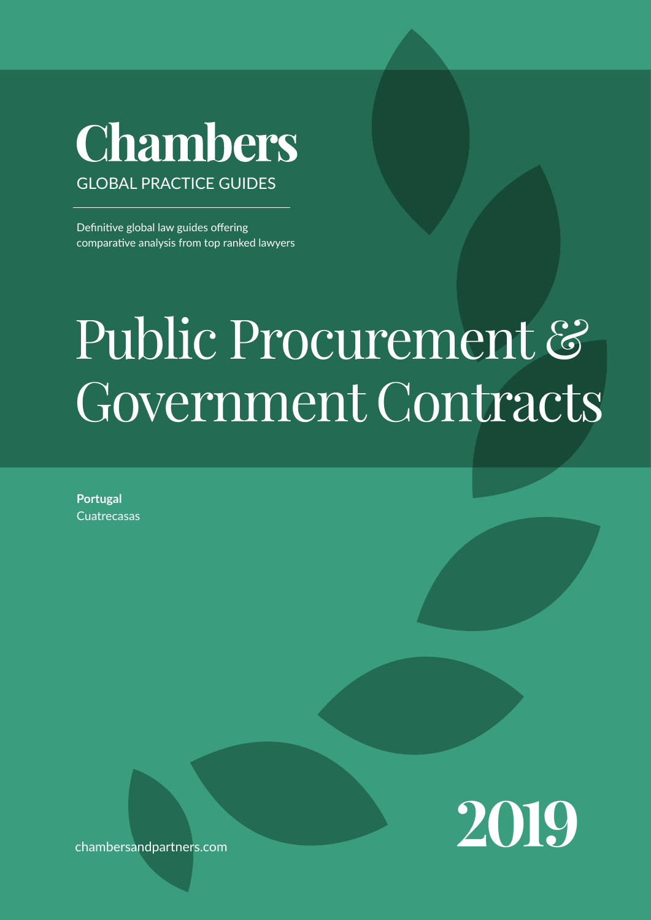# Chambers

GLOBAL PRACTICE GUIDES

Definitive global law guides offering comparative analysis from top ranked lawyers

# Public Procurement & Government Contracts

**Portugal**
Cuatrecasas

chambersandpartners.com

2019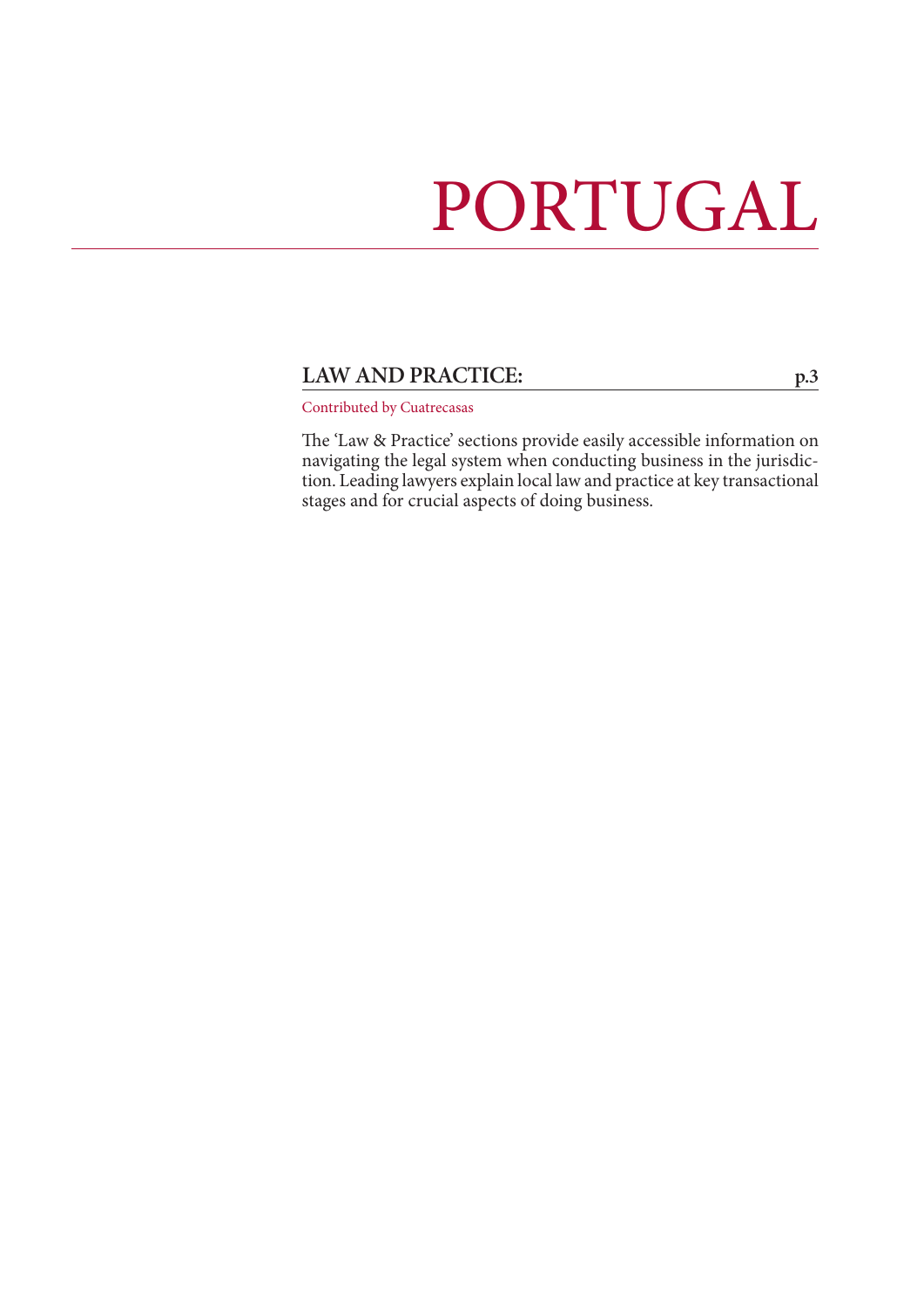# PORTUGAL

## LAW AND PRACTICE: p.3

Contributed by Cuatrecasas

The 'Law & Practice' sections provide easily accessible information on navigating the legal system when conducting business in the jurisdiction. Leading lawyers explain local law and practice at key transactional stages and for crucial aspects of doing business.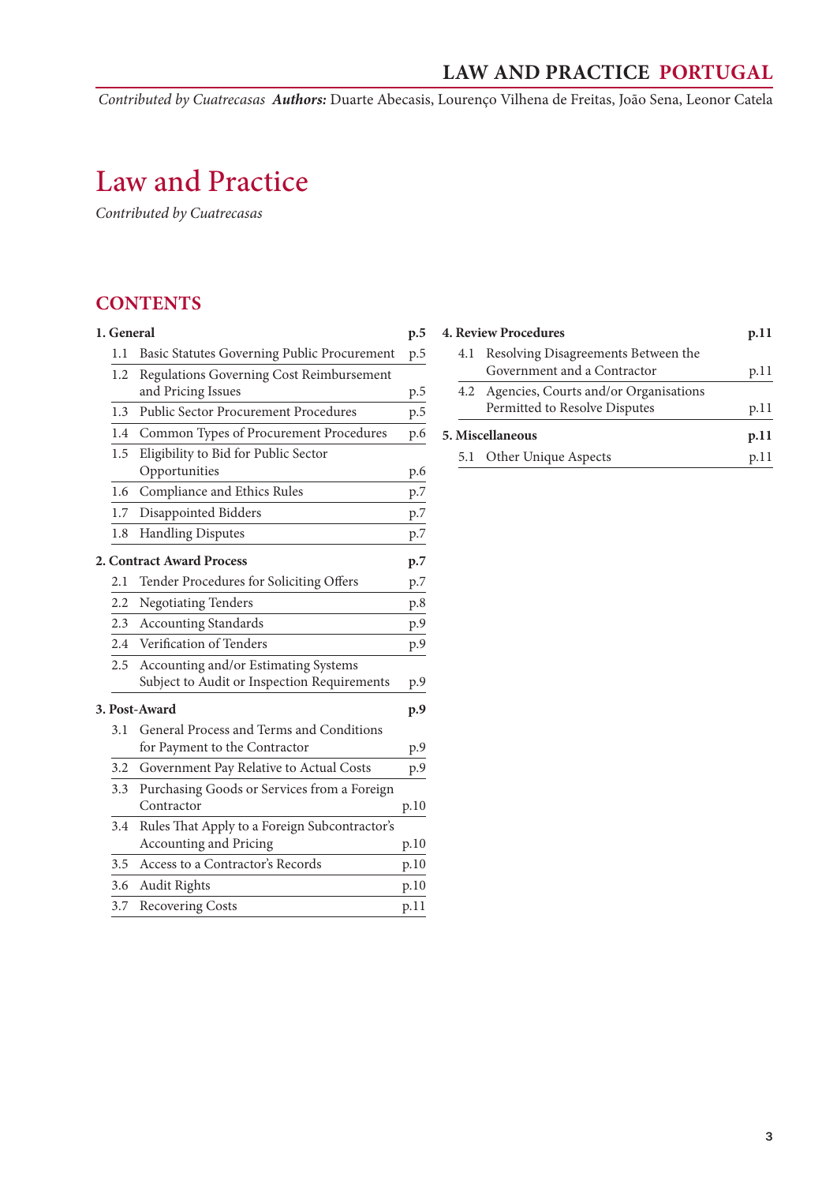# Law and Practice

*Contributed by Cuatrecasas*

## CONTENTS

**1. General** p.5

- 1.1 Basic Statutes Governing Public Procurement p.5
- 1.2 Regulations Governing Cost Reimbursement and Pricing Issues p.5
- 1.3 Public Sector Procurement Procedures p.5
- 1.4 Common Types of Procurement Procedures p.6
- 1.5 Eligibility to Bid for Public Sector Opportunities p.6
- 1.6 Compliance and Ethics Rules p.7
- 1.7 Disappointed Bidders p.7
- 1.8 Handling Disputes p.7

**2. Contract Award Process** p.7

- 2.1 Tender Procedures for Soliciting Offers p.7
- 2.2 Negotiating Tenders p.8
- 2.3 Accounting Standards p.9
- 2.4 Verification of Tenders p.9
- 2.5 Accounting and/or Estimating Systems Subject to Audit or Inspection Requirements p.9

**3. Post-Award** p.9

- 3.1 General Process and Terms and Conditions for Payment to the Contractor p.9
- 3.2 Government Pay Relative to Actual Costs p.9
- 3.3 Purchasing Goods or Services from a Foreign Contractor p.10
- 3.4 Rules That Apply to a Foreign Subcontractor's Accounting and Pricing p.10
- 3.5 Access to a Contractor's Records p.10
- 3.6 Audit Rights p.10
- 3.7 Recovering Costs p.11

**4. Review Procedures** p.11

- 4.1 Resolving Disagreements Between the Government and a Contractor p.11
- 4.2 Agencies, Courts and/or Organisations Permitted to Resolve Disputes p.11

**5. Miscellaneous** p.11

- 5.1 Other Unique Aspects p.11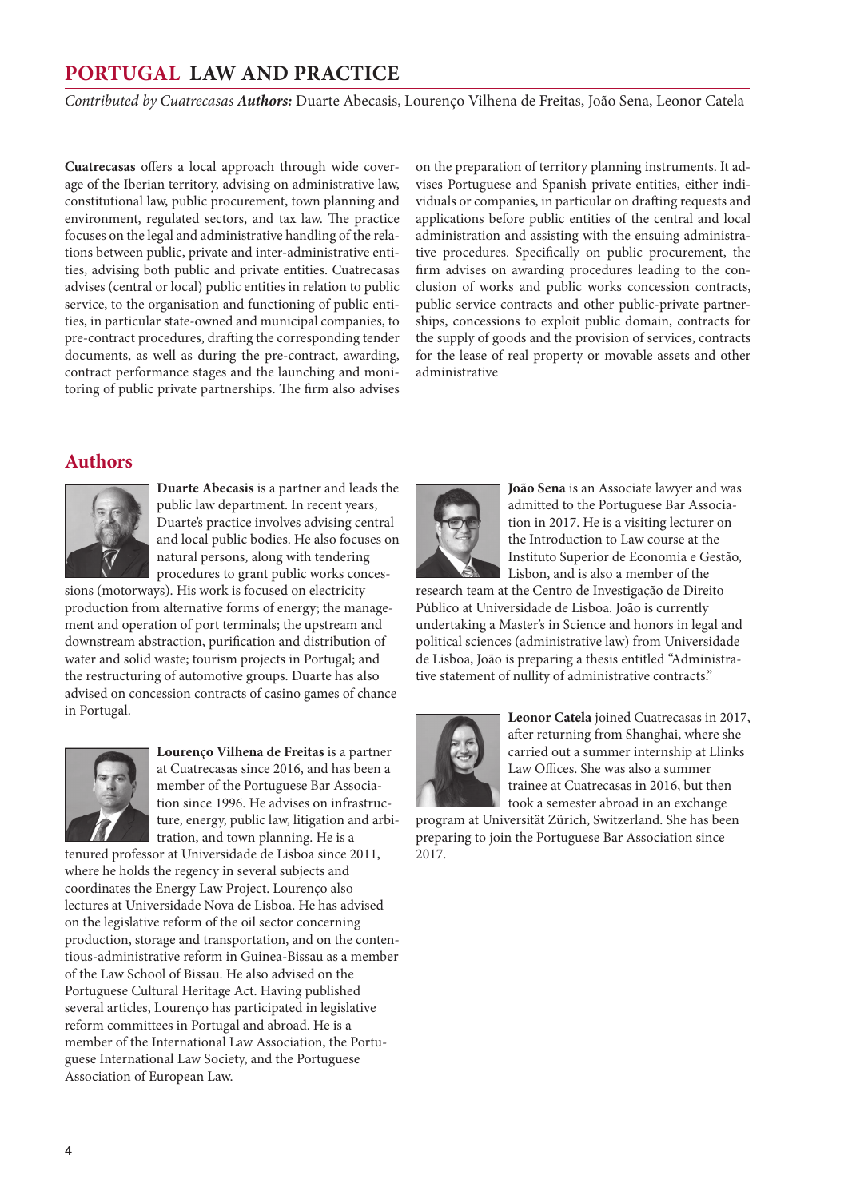# PORTUGAL LAW AND PRACTICE

*Contributed by Cuatrecasas* ***Authors:*** Duarte Abecasis, Lourenço Vilhena de Freitas, João Sena, Leonor Catela

**Cuatrecasas** offers a local approach through wide coverage of the Iberian territory, advising on administrative law, constitutional law, public procurement, town planning and environment, regulated sectors, and tax law. The practice focuses on the legal and administrative handling of the relations between public, private and inter-administrative entities, advising both public and private entities. Cuatrecasas advises (central or local) public entities in relation to public service, to the organisation and functioning of public entities, in particular state-owned and municipal companies, to pre-contract procedures, drafting the corresponding tender documents, as well as during the pre-contract, awarding, contract performance stages and the launching and monitoring of public private partnerships. The firm also advises on the preparation of territory planning instruments. It advises Portuguese and Spanish private entities, either individuals or companies, in particular on drafting requests and applications before public entities of the central and local administration and assisting with the ensuing administrative procedures. Specifically on public procurement, the firm advises on awarding procedures leading to the conclusion of works and public works concession contracts, public service contracts and other public-private partnerships, concessions to exploit public domain, contracts for the supply of goods and the provision of services, contracts for the lease of real property or movable assets and other administrative

## Authors

**Duarte Abecasis** is a partner and leads the public law department. In recent years, Duarte's practice involves advising central and local public bodies. He also focuses on natural persons, along with tendering procedures to grant public works concessions (motorways). His work is focused on electricity production from alternative forms of energy; the management and operation of port terminals; the upstream and downstream abstraction, purification and distribution of water and solid waste; tourism projects in Portugal; and the restructuring of automotive groups. Duarte has also advised on concession contracts of casino games of chance in Portugal.

**Lourenço Vilhena de Freitas** is a partner at Cuatrecasas since 2016, and has been a member of the Portuguese Bar Association since 1996. He advises on infrastructure, energy, public law, litigation and arbitration, and town planning. He is a tenured professor at Universidade de Lisboa since 2011, where he holds the regency in several subjects and coordinates the Energy Law Project. Lourenço also lectures at Universidade Nova de Lisboa. He has advised on the legislative reform of the oil sector concerning production, storage and transportation, and on the contentious-administrative reform in Guinea-Bissau as a member of the Law School of Bissau. He also advised on the Portuguese Cultural Heritage Act. Having published several articles, Lourenço has participated in legislative reform committees in Portugal and abroad. He is a member of the International Law Association, the Portuguese International Law Society, and the Portuguese Association of European Law.

**João Sena** is an Associate lawyer and was admitted to the Portuguese Bar Association in 2017. He is a visiting lecturer on the Introduction to Law course at the Instituto Superior de Economia e Gestão, Lisbon, and is also a member of the research team at the Centro de Investigação de Direito Público at Universidade de Lisboa. João is currently undertaking a Master's in Science and honors in legal and political sciences (administrative law) from Universidade de Lisboa, João is preparing a thesis entitled "Administrative statement of nullity of administrative contracts."

**Leonor Catela** joined Cuatrecasas in 2017, after returning from Shanghai, where she carried out a summer internship at Llinks Law Offices. She was also a summer trainee at Cuatrecasas in 2016, but then took a semester abroad in an exchange program at Universität Zürich, Switzerland. She has been preparing to join the Portuguese Bar Association since 2017.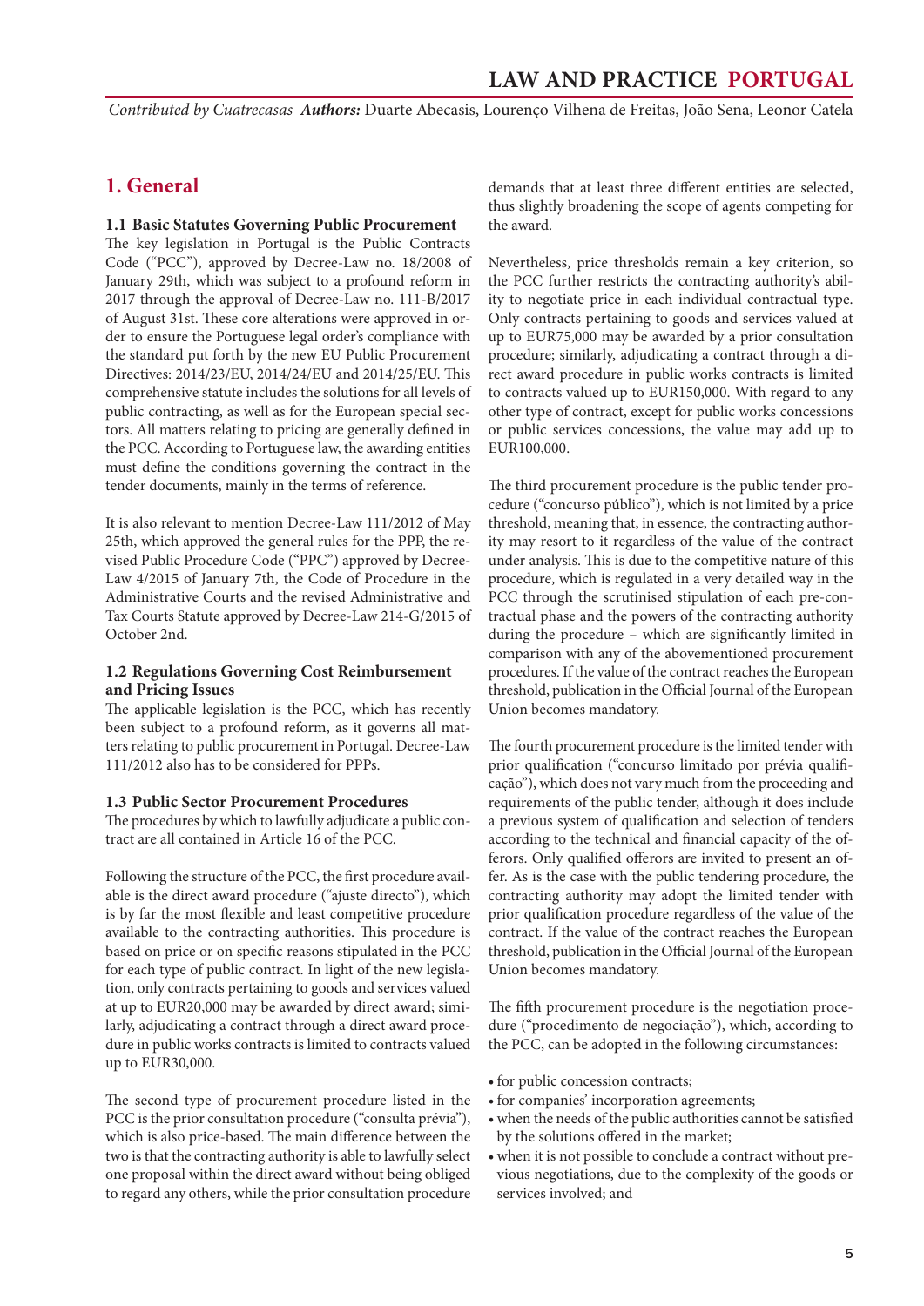*Contributed by Cuatrecasas* ***Authors:*** Duarte Abecasis, Lourenço Vilhena de Freitas, João Sena, Leonor Catela

## 1. General

### 1.1 Basic Statutes Governing Public Procurement

The key legislation in Portugal is the Public Contracts Code ("PCC"), approved by Decree-Law no. 18/2008 of January 29th, which was subject to a profound reform in 2017 through the approval of Decree-Law no. 111-B/2017 of August 31st. These core alterations were approved in order to ensure the Portuguese legal order's compliance with the standard put forth by the new EU Public Procurement Directives: 2014/23/EU, 2014/24/EU and 2014/25/EU. This comprehensive statute includes the solutions for all levels of public contracting, as well as for the European special sectors. All matters relating to pricing are generally defined in the PCC. According to Portuguese law, the awarding entities must define the conditions governing the contract in the tender documents, mainly in the terms of reference.

It is also relevant to mention Decree-Law 111/2012 of May 25th, which approved the general rules for the PPP, the revised Public Procedure Code ("PPC") approved by Decree-Law 4/2015 of January 7th, the Code of Procedure in the Administrative Courts and the revised Administrative and Tax Courts Statute approved by Decree-Law 214-G/2015 of October 2nd.

### 1.2 Regulations Governing Cost Reimbursement and Pricing Issues

The applicable legislation is the PCC, which has recently been subject to a profound reform, as it governs all matters relating to public procurement in Portugal. Decree-Law 111/2012 also has to be considered for PPPs.

### 1.3 Public Sector Procurement Procedures

The procedures by which to lawfully adjudicate a public contract are all contained in Article 16 of the PCC.

Following the structure of the PCC, the first procedure available is the direct award procedure ("ajuste directo"), which is by far the most flexible and least competitive procedure available to the contracting authorities. This procedure is based on price or on specific reasons stipulated in the PCC for each type of public contract. In light of the new legislation, only contracts pertaining to goods and services valued at up to EUR20,000 may be awarded by direct award; similarly, adjudicating a contract through a direct award procedure in public works contracts is limited to contracts valued up to EUR30,000.

The second type of procurement procedure listed in the PCC is the prior consultation procedure ("consulta prévia"), which is also price-based. The main difference between the two is that the contracting authority is able to lawfully select one proposal within the direct award without being obliged to regard any others, while the prior consultation procedure demands that at least three different entities are selected, thus slightly broadening the scope of agents competing for the award.

Nevertheless, price thresholds remain a key criterion, so the PCC further restricts the contracting authority's ability to negotiate price in each individual contractual type. Only contracts pertaining to goods and services valued at up to EUR75,000 may be awarded by a prior consultation procedure; similarly, adjudicating a contract through a direct award procedure in public works contracts is limited to contracts valued up to EUR150,000. With regard to any other type of contract, except for public works concessions or public services concessions, the value may add up to EUR100,000.

The third procurement procedure is the public tender procedure ("concurso público"), which is not limited by a price threshold, meaning that, in essence, the contracting authority may resort to it regardless of the value of the contract under analysis. This is due to the competitive nature of this procedure, which is regulated in a very detailed way in the PCC through the scrutinised stipulation of each pre-contractual phase and the powers of the contracting authority during the procedure – which are significantly limited in comparison with any of the abovementioned procurement procedures. If the value of the contract reaches the European threshold, publication in the Official Journal of the European Union becomes mandatory.

The fourth procurement procedure is the limited tender with prior qualification ("concurso limitado por prévia qualificação"), which does not vary much from the proceeding and requirements of the public tender, although it does include a previous system of qualification and selection of tenders according to the technical and financial capacity of the offerors. Only qualified offerors are invited to present an offer. As is the case with the public tendering procedure, the contracting authority may adopt the limited tender with prior qualification procedure regardless of the value of the contract. If the value of the contract reaches the European threshold, publication in the Official Journal of the European Union becomes mandatory.

The fifth procurement procedure is the negotiation procedure ("procedimento de negociação"), which, according to the PCC, can be adopted in the following circumstances:

- for public concession contracts;
- for companies' incorporation agreements;
- when the needs of the public authorities cannot be satisfied by the solutions offered in the market;
- when it is not possible to conclude a contract without previous negotiations, due to the complexity of the goods or services involved; and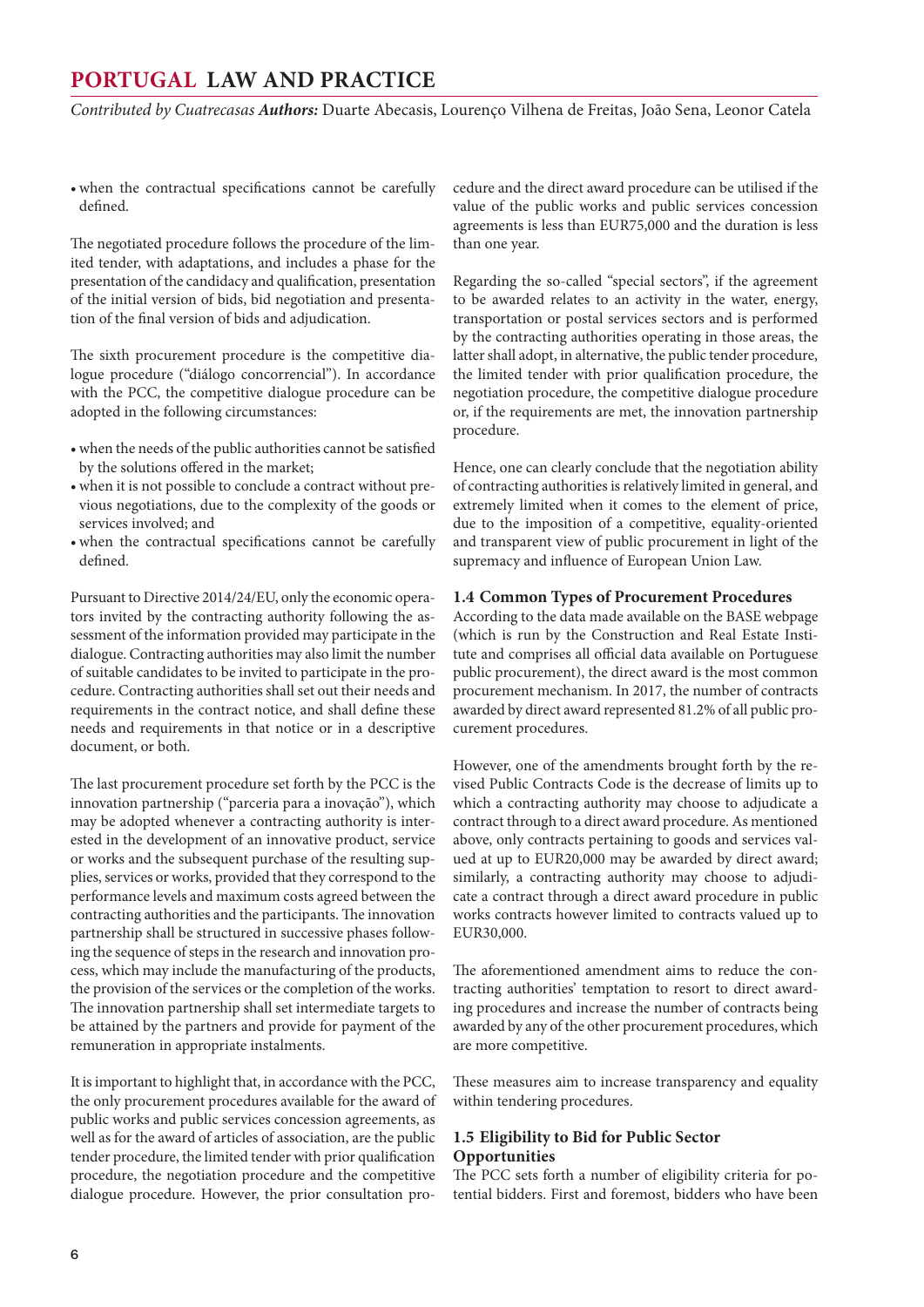- when the contractual specifications cannot be carefully defined.

The negotiated procedure follows the procedure of the limited tender, with adaptations, and includes a phase for the presentation of the candidacy and qualification, presentation of the initial version of bids, bid negotiation and presentation of the final version of bids and adjudication.

The sixth procurement procedure is the competitive dialogue procedure ("diálogo concorrencial"). In accordance with the PCC, the competitive dialogue procedure can be adopted in the following circumstances:

- when the needs of the public authorities cannot be satisfied by the solutions offered in the market;
- when it is not possible to conclude a contract without previous negotiations, due to the complexity of the goods or services involved; and
- when the contractual specifications cannot be carefully defined.

Pursuant to Directive 2014/24/EU, only the economic operators invited by the contracting authority following the assessment of the information provided may participate in the dialogue. Contracting authorities may also limit the number of suitable candidates to be invited to participate in the procedure. Contracting authorities shall set out their needs and requirements in the contract notice, and shall define these needs and requirements in that notice or in a descriptive document, or both.

The last procurement procedure set forth by the PCC is the innovation partnership ("parceria para a inovação"), which may be adopted whenever a contracting authority is interested in the development of an innovative product, service or works and the subsequent purchase of the resulting supplies, services or works, provided that they correspond to the performance levels and maximum costs agreed between the contracting authorities and the participants. The innovation partnership shall be structured in successive phases following the sequence of steps in the research and innovation process, which may include the manufacturing of the products, the provision of the services or the completion of the works. The innovation partnership shall set intermediate targets to be attained by the partners and provide for payment of the remuneration in appropriate instalments.

It is important to highlight that, in accordance with the PCC, the only procurement procedures available for the award of public works and public services concession agreements, as well as for the award of articles of association, are the public tender procedure, the limited tender with prior qualification procedure, the negotiation procedure and the competitive dialogue procedure. However, the prior consultation procedure and the direct award procedure can be utilised if the value of the public works and public services concession agreements is less than EUR75,000 and the duration is less than one year.

Regarding the so-called "special sectors", if the agreement to be awarded relates to an activity in the water, energy, transportation or postal services sectors and is performed by the contracting authorities operating in those areas, the latter shall adopt, in alternative, the public tender procedure, the limited tender with prior qualification procedure, the negotiation procedure, the competitive dialogue procedure or, if the requirements are met, the innovation partnership procedure.

Hence, one can clearly conclude that the negotiation ability of contracting authorities is relatively limited in general, and extremely limited when it comes to the element of price, due to the imposition of a competitive, equality-oriented and transparent view of public procurement in light of the supremacy and influence of European Union Law.

### 1.4 Common Types of Procurement Procedures

According to the data made available on the BASE webpage (which is run by the Construction and Real Estate Institute and comprises all official data available on Portuguese public procurement), the direct award is the most common procurement mechanism. In 2017, the number of contracts awarded by direct award represented 81.2% of all public procurement procedures.

However, one of the amendments brought forth by the revised Public Contracts Code is the decrease of limits up to which a contracting authority may choose to adjudicate a contract through to a direct award procedure. As mentioned above, only contracts pertaining to goods and services valued at up to EUR20,000 may be awarded by direct award; similarly, a contracting authority may choose to adjudicate a contract through a direct award procedure in public works contracts however limited to contracts valued up to EUR30,000.

The aforementioned amendment aims to reduce the contracting authorities' temptation to resort to direct awarding procedures and increase the number of contracts being awarded by any of the other procurement procedures, which are more competitive.

These measures aim to increase transparency and equality within tendering procedures.

### 1.5 Eligibility to Bid for Public Sector Opportunities

The PCC sets forth a number of eligibility criteria for potential bidders. First and foremost, bidders who have been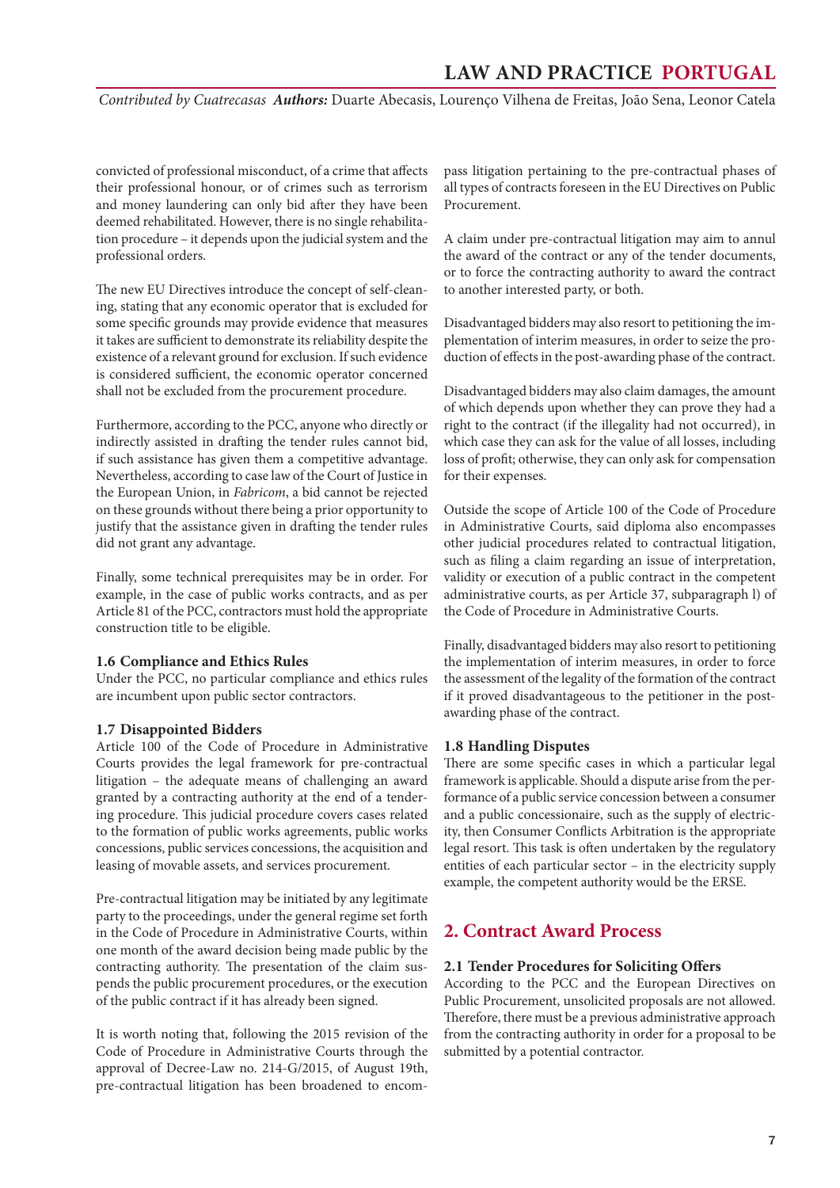convicted of professional misconduct, of a crime that affects their professional honour, or of crimes such as terrorism and money laundering can only bid after they have been deemed rehabilitated. However, there is no single rehabilitation procedure – it depends upon the judicial system and the professional orders.

The new EU Directives introduce the concept of self-cleaning, stating that any economic operator that is excluded for some specific grounds may provide evidence that measures it takes are sufficient to demonstrate its reliability despite the existence of a relevant ground for exclusion. If such evidence is considered sufficient, the economic operator concerned shall not be excluded from the procurement procedure.

Furthermore, according to the PCC, anyone who directly or indirectly assisted in drafting the tender rules cannot bid, if such assistance has given them a competitive advantage. Nevertheless, according to case law of the Court of Justice in the European Union, in *Fabricom*, a bid cannot be rejected on these grounds without there being a prior opportunity to justify that the assistance given in drafting the tender rules did not grant any advantage.

Finally, some technical prerequisites may be in order. For example, in the case of public works contracts, and as per Article 81 of the PCC, contractors must hold the appropriate construction title to be eligible.

### 1.6 Compliance and Ethics Rules

Under the PCC, no particular compliance and ethics rules are incumbent upon public sector contractors.

### 1.7 Disappointed Bidders

Article 100 of the Code of Procedure in Administrative Courts provides the legal framework for pre-contractual litigation – the adequate means of challenging an award granted by a contracting authority at the end of a tendering procedure. This judicial procedure covers cases related to the formation of public works agreements, public works concessions, public services concessions, the acquisition and leasing of movable assets, and services procurement.

Pre-contractual litigation may be initiated by any legitimate party to the proceedings, under the general regime set forth in the Code of Procedure in Administrative Courts, within one month of the award decision being made public by the contracting authority. The presentation of the claim suspends the public procurement procedures, or the execution of the public contract if it has already been signed.

It is worth noting that, following the 2015 revision of the Code of Procedure in Administrative Courts through the approval of Decree-Law no. 214-G/2015, of August 19th, pre-contractual litigation has been broadened to encompass litigation pertaining to the pre-contractual phases of all types of contracts foreseen in the EU Directives on Public Procurement.

A claim under pre-contractual litigation may aim to annul the award of the contract or any of the tender documents, or to force the contracting authority to award the contract to another interested party, or both.

Disadvantaged bidders may also resort to petitioning the implementation of interim measures, in order to seize the production of effects in the post-awarding phase of the contract.

Disadvantaged bidders may also claim damages, the amount of which depends upon whether they can prove they had a right to the contract (if the illegality had not occurred), in which case they can ask for the value of all losses, including loss of profit; otherwise, they can only ask for compensation for their expenses.

Outside the scope of Article 100 of the Code of Procedure in Administrative Courts, said diploma also encompasses other judicial procedures related to contractual litigation, such as filing a claim regarding an issue of interpretation, validity or execution of a public contract in the competent administrative courts, as per Article 37, subparagraph l) of the Code of Procedure in Administrative Courts.

Finally, disadvantaged bidders may also resort to petitioning the implementation of interim measures, in order to force the assessment of the legality of the formation of the contract if it proved disadvantageous to the petitioner in the post-awarding phase of the contract.

### 1.8 Handling Disputes

There are some specific cases in which a particular legal framework is applicable. Should a dispute arise from the performance of a public service concession between a consumer and a public concessionaire, such as the supply of electricity, then Consumer Conflicts Arbitration is the appropriate legal resort. This task is often undertaken by the regulatory entities of each particular sector – in the electricity supply example, the competent authority would be the ERSE.

## 2. Contract Award Process

### 2.1 Tender Procedures for Soliciting Offers

According to the PCC and the European Directives on Public Procurement, unsolicited proposals are not allowed. Therefore, there must be a previous administrative approach from the contracting authority in order for a proposal to be submitted by a potential contractor.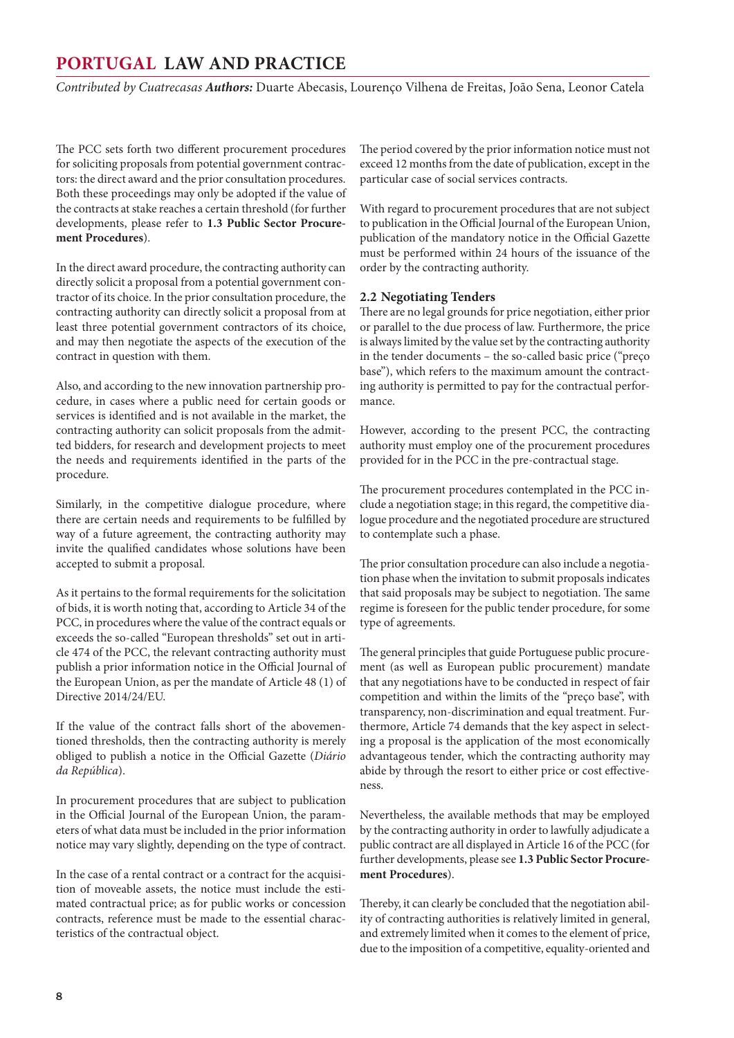The PCC sets forth two different procurement procedures for soliciting proposals from potential government contractors: the direct award and the prior consultation procedures. Both these proceedings may only be adopted if the value of the contracts at stake reaches a certain threshold (for further developments, please refer to **1.3 Public Sector Procurement Procedures**).

In the direct award procedure, the contracting authority can directly solicit a proposal from a potential government contractor of its choice. In the prior consultation procedure, the contracting authority can directly solicit a proposal from at least three potential government contractors of its choice, and may then negotiate the aspects of the execution of the contract in question with them.

Also, and according to the new innovation partnership procedure, in cases where a public need for certain goods or services is identified and is not available in the market, the contracting authority can solicit proposals from the admitted bidders, for research and development projects to meet the needs and requirements identified in the parts of the procedure.

Similarly, in the competitive dialogue procedure, where there are certain needs and requirements to be fulfilled by way of a future agreement, the contracting authority may invite the qualified candidates whose solutions have been accepted to submit a proposal.

As it pertains to the formal requirements for the solicitation of bids, it is worth noting that, according to Article 34 of the PCC, in procedures where the value of the contract equals or exceeds the so-called "European thresholds" set out in article 474 of the PCC, the relevant contracting authority must publish a prior information notice in the Official Journal of the European Union, as per the mandate of Article 48 (1) of Directive 2014/24/EU.

If the value of the contract falls short of the abovementioned thresholds, then the contracting authority is merely obliged to publish a notice in the Official Gazette (*Diário da República*).

In procurement procedures that are subject to publication in the Official Journal of the European Union, the parameters of what data must be included in the prior information notice may vary slightly, depending on the type of contract.

In the case of a rental contract or a contract for the acquisition of moveable assets, the notice must include the estimated contractual price; as for public works or concession contracts, reference must be made to the essential characteristics of the contractual object.

The period covered by the prior information notice must not exceed 12 months from the date of publication, except in the particular case of social services contracts.

With regard to procurement procedures that are not subject to publication in the Official Journal of the European Union, publication of the mandatory notice in the Official Gazette must be performed within 24 hours of the issuance of the order by the contracting authority.

### 2.2 Negotiating Tenders

There are no legal grounds for price negotiation, either prior or parallel to the due process of law. Furthermore, the price is always limited by the value set by the contracting authority in the tender documents – the so-called basic price ("preço base"), which refers to the maximum amount the contracting authority is permitted to pay for the contractual performance.

However, according to the present PCC, the contracting authority must employ one of the procurement procedures provided for in the PCC in the pre-contractual stage.

The procurement procedures contemplated in the PCC include a negotiation stage; in this regard, the competitive dialogue procedure and the negotiated procedure are structured to contemplate such a phase.

The prior consultation procedure can also include a negotiation phase when the invitation to submit proposals indicates that said proposals may be subject to negotiation. The same regime is foreseen for the public tender procedure, for some type of agreements.

The general principles that guide Portuguese public procurement (as well as European public procurement) mandate that any negotiations have to be conducted in respect of fair competition and within the limits of the "preço base", with transparency, non-discrimination and equal treatment. Furthermore, Article 74 demands that the key aspect in selecting a proposal is the application of the most economically advantageous tender, which the contracting authority may abide by through the resort to either price or cost effectiveness.

Nevertheless, the available methods that may be employed by the contracting authority in order to lawfully adjudicate a public contract are all displayed in Article 16 of the PCC (for further developments, please see **1.3 Public Sector Procurement Procedures**).

Thereby, it can clearly be concluded that the negotiation ability of contracting authorities is relatively limited in general, and extremely limited when it comes to the element of price, due to the imposition of a competitive, equality-oriented and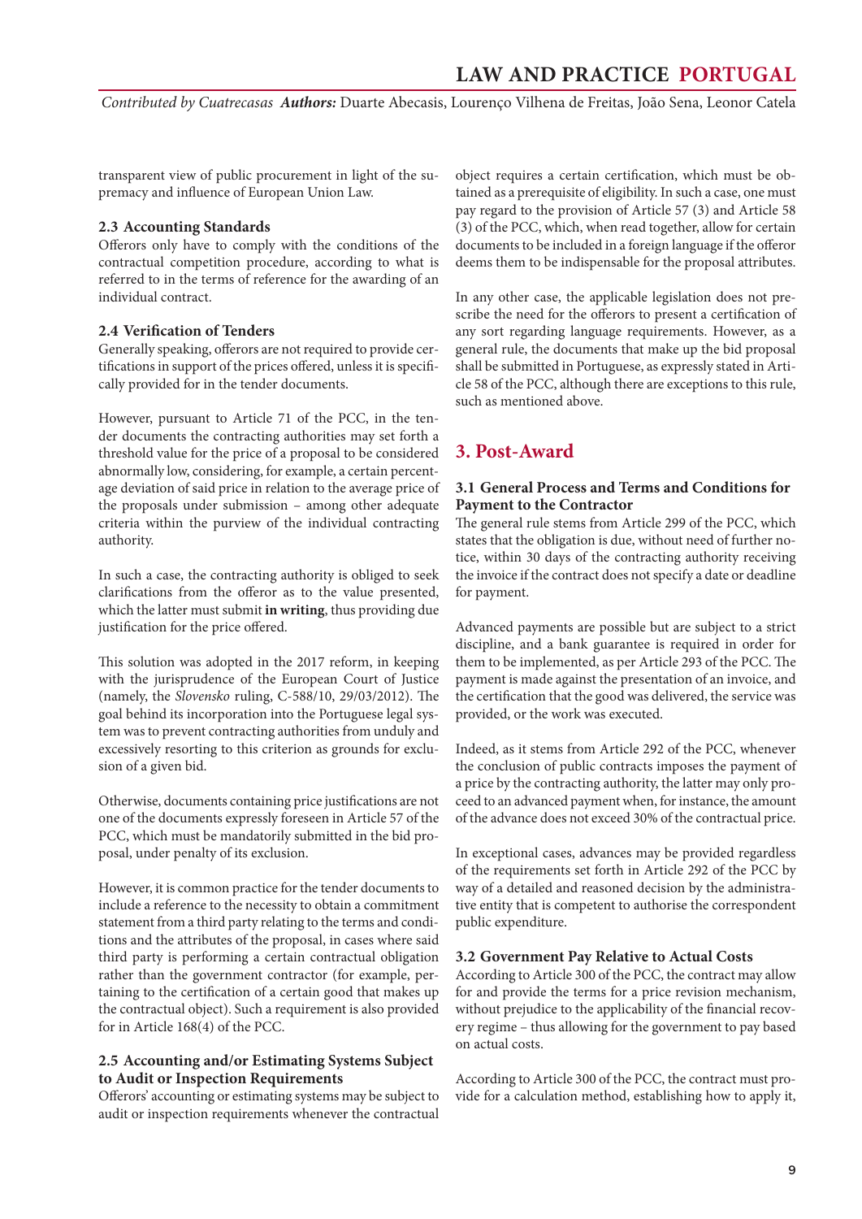transparent view of public procurement in light of the supremacy and influence of European Union Law.

### 2.3 Accounting Standards

Offerors only have to comply with the conditions of the contractual competition procedure, according to what is referred to in the terms of reference for the awarding of an individual contract.

### 2.4 Verification of Tenders

Generally speaking, offerors are not required to provide certifications in support of the prices offered, unless it is specifically provided for in the tender documents.

However, pursuant to Article 71 of the PCC, in the tender documents the contracting authorities may set forth a threshold value for the price of a proposal to be considered abnormally low, considering, for example, a certain percentage deviation of said price in relation to the average price of the proposals under submission – among other adequate criteria within the purview of the individual contracting authority.

In such a case, the contracting authority is obliged to seek clarifications from the offeror as to the value presented, which the latter must submit **in writing**, thus providing due justification for the price offered.

This solution was adopted in the 2017 reform, in keeping with the jurisprudence of the European Court of Justice (namely, the *Slovensko* ruling, C-588/10, 29/03/2012). The goal behind its incorporation into the Portuguese legal system was to prevent contracting authorities from unduly and excessively resorting to this criterion as grounds for exclusion of a given bid.

Otherwise, documents containing price justifications are not one of the documents expressly foreseen in Article 57 of the PCC, which must be mandatorily submitted in the bid proposal, under penalty of its exclusion.

However, it is common practice for the tender documents to include a reference to the necessity to obtain a commitment statement from a third party relating to the terms and conditions and the attributes of the proposal, in cases where said third party is performing a certain contractual obligation rather than the government contractor (for example, pertaining to the certification of a certain good that makes up the contractual object). Such a requirement is also provided for in Article 168(4) of the PCC.

### 2.5 Accounting and/or Estimating Systems Subject to Audit or Inspection Requirements

Offerors' accounting or estimating systems may be subject to audit or inspection requirements whenever the contractual object requires a certain certification, which must be obtained as a prerequisite of eligibility. In such a case, one must pay regard to the provision of Article 57 (3) and Article 58 (3) of the PCC, which, when read together, allow for certain documents to be included in a foreign language if the offeror deems them to be indispensable for the proposal attributes.

In any other case, the applicable legislation does not prescribe the need for the offerors to present a certification of any sort regarding language requirements. However, as a general rule, the documents that make up the bid proposal shall be submitted in Portuguese, as expressly stated in Article 58 of the PCC, although there are exceptions to this rule, such as mentioned above.

## 3. Post-Award

### 3.1 General Process and Terms and Conditions for Payment to the Contractor

The general rule stems from Article 299 of the PCC, which states that the obligation is due, without need of further notice, within 30 days of the contracting authority receiving the invoice if the contract does not specify a date or deadline for payment.

Advanced payments are possible but are subject to a strict discipline, and a bank guarantee is required in order for them to be implemented, as per Article 293 of the PCC. The payment is made against the presentation of an invoice, and the certification that the good was delivered, the service was provided, or the work was executed.

Indeed, as it stems from Article 292 of the PCC, whenever the conclusion of public contracts imposes the payment of a price by the contracting authority, the latter may only proceed to an advanced payment when, for instance, the amount of the advance does not exceed 30% of the contractual price.

In exceptional cases, advances may be provided regardless of the requirements set forth in Article 292 of the PCC by way of a detailed and reasoned decision by the administrative entity that is competent to authorise the correspondent public expenditure.

### 3.2 Government Pay Relative to Actual Costs

According to Article 300 of the PCC, the contract may allow for and provide the terms for a price revision mechanism, without prejudice to the applicability of the financial recovery regime – thus allowing for the government to pay based on actual costs.

According to Article 300 of the PCC, the contract must provide for a calculation method, establishing how to apply it,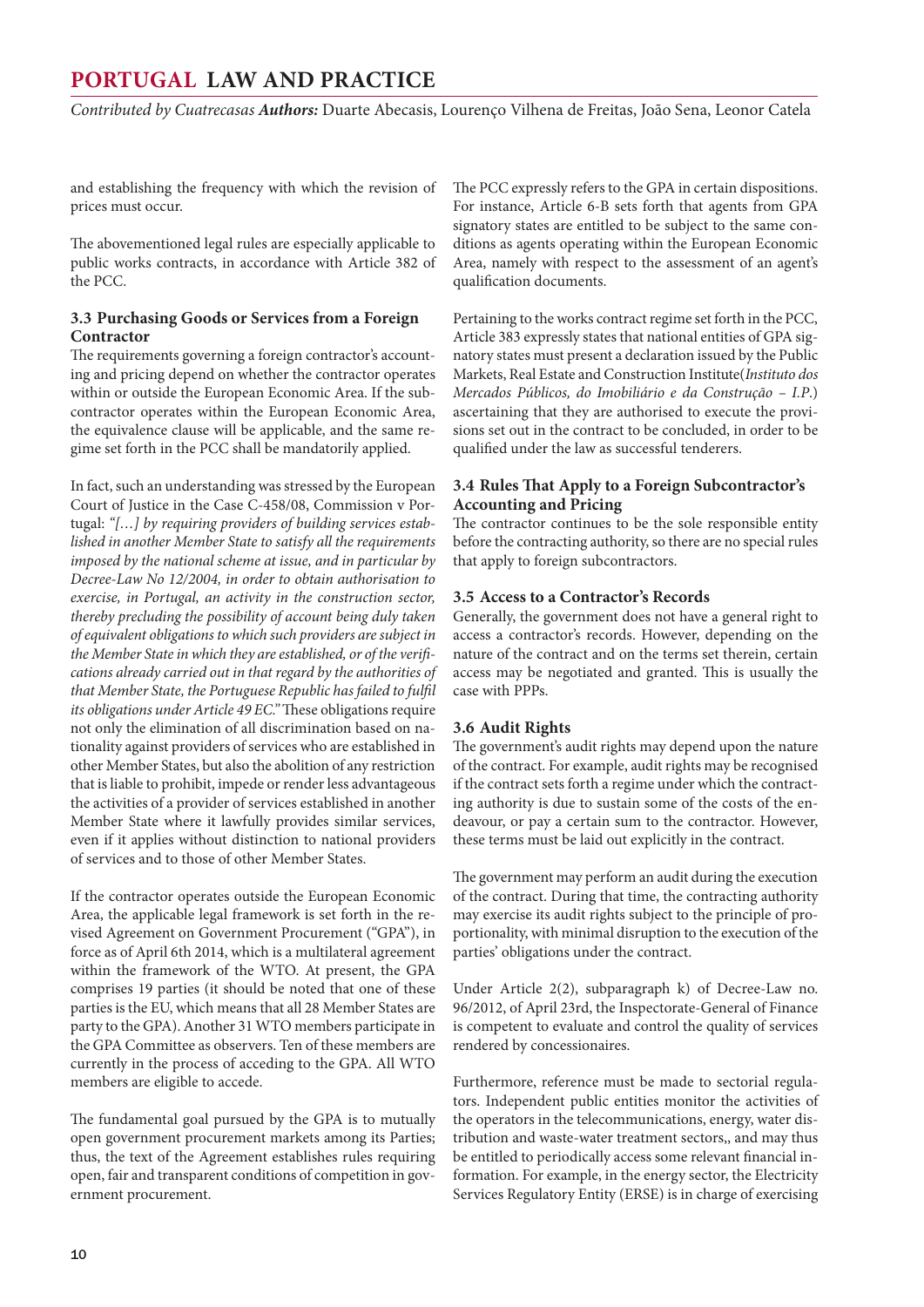and establishing the frequency with which the revision of prices must occur.

The abovementioned legal rules are especially applicable to public works contracts, in accordance with Article 382 of the PCC.

### 3.3 Purchasing Goods or Services from a Foreign Contractor

The requirements governing a foreign contractor's accounting and pricing depend on whether the contractor operates within or outside the European Economic Area. If the subcontractor operates within the European Economic Area, the equivalence clause will be applicable, and the same regime set forth in the PCC shall be mandatorily applied.

In fact, such an understanding was stressed by the European Court of Justice in the Case C-458/08, Commission v Portugal: *"[…] by requiring providers of building services established in another Member State to satisfy all the requirements imposed by the national scheme at issue, and in particular by Decree-Law No 12/2004, in order to obtain authorisation to exercise, in Portugal, an activity in the construction sector, thereby precluding the possibility of account being duly taken of equivalent obligations to which such providers are subject in the Member State in which they are established, or of the verifications already carried out in that regard by the authorities of that Member State, the Portuguese Republic has failed to fulfil its obligations under Article 49 EC."* These obligations require not only the elimination of all discrimination based on nationality against providers of services who are established in other Member States, but also the abolition of any restriction that is liable to prohibit, impede or render less advantageous the activities of a provider of services established in another Member State where it lawfully provides similar services, even if it applies without distinction to national providers of services and to those of other Member States.

If the contractor operates outside the European Economic Area, the applicable legal framework is set forth in the revised Agreement on Government Procurement ("GPA"), in force as of April 6th 2014, which is a multilateral agreement within the framework of the WTO. At present, the GPA comprises 19 parties (it should be noted that one of these parties is the EU, which means that all 28 Member States are party to the GPA). Another 31 WTO members participate in the GPA Committee as observers. Ten of these members are currently in the process of acceding to the GPA. All WTO members are eligible to accede.

The fundamental goal pursued by the GPA is to mutually open government procurement markets among its Parties; thus, the text of the Agreement establishes rules requiring open, fair and transparent conditions of competition in government procurement.

The PCC expressly refers to the GPA in certain dispositions. For instance, Article 6-B sets forth that agents from GPA signatory states are entitled to be subject to the same conditions as agents operating within the European Economic Area, namely with respect to the assessment of an agent's qualification documents.

Pertaining to the works contract regime set forth in the PCC, Article 383 expressly states that national entities of GPA signatory states must present a declaration issued by the Public Markets, Real Estate and Construction Institute(*Instituto dos Mercados Públicos, do Imobiliário e da Construção – I.P.*) ascertaining that they are authorised to execute the provisions set out in the contract to be concluded, in order to be qualified under the law as successful tenderers.

### 3.4 Rules That Apply to a Foreign Subcontractor's Accounting and Pricing

The contractor continues to be the sole responsible entity before the contracting authority, so there are no special rules that apply to foreign subcontractors.

### 3.5 Access to a Contractor's Records

Generally, the government does not have a general right to access a contractor's records. However, depending on the nature of the contract and on the terms set therein, certain access may be negotiated and granted. This is usually the case with PPPs.

### 3.6 Audit Rights

The government's audit rights may depend upon the nature of the contract. For example, audit rights may be recognised if the contract sets forth a regime under which the contracting authority is due to sustain some of the costs of the endeavour, or pay a certain sum to the contractor. However, these terms must be laid out explicitly in the contract.

The government may perform an audit during the execution of the contract. During that time, the contracting authority may exercise its audit rights subject to the principle of proportionality, with minimal disruption to the execution of the parties' obligations under the contract.

Under Article 2(2), subparagraph k) of Decree-Law no. 96/2012, of April 23rd, the Inspectorate-General of Finance is competent to evaluate and control the quality of services rendered by concessionaires.

Furthermore, reference must be made to sectorial regulators. Independent public entities monitor the activities of the operators in the telecommunications, energy, water distribution and waste-water treatment sectors,, and may thus be entitled to periodically access some relevant financial information. For example, in the energy sector, the Electricity Services Regulatory Entity (ERSE) is in charge of exercising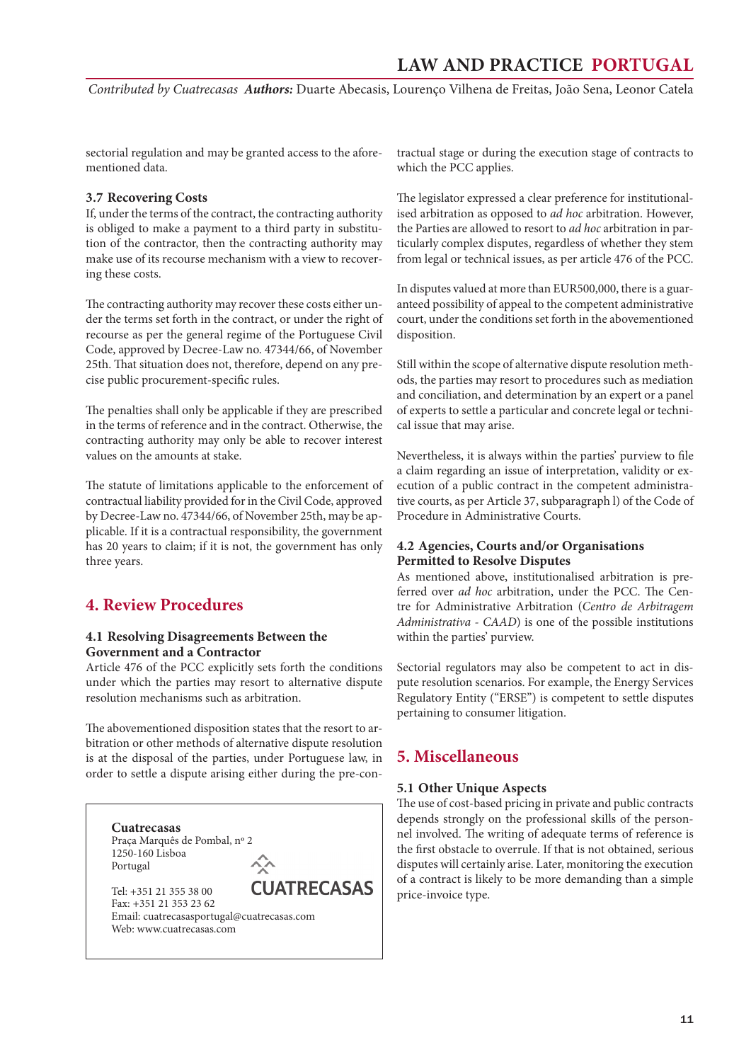sectorial regulation and may be granted access to the aforementioned data.

### 3.7 Recovering Costs

If, under the terms of the contract, the contracting authority is obliged to make a payment to a third party in substitution of the contractor, then the contracting authority may make use of its recourse mechanism with a view to recovering these costs.

The contracting authority may recover these costs either under the terms set forth in the contract, or under the right of recourse as per the general regime of the Portuguese Civil Code, approved by Decree-Law no. 47344/66, of November 25th. That situation does not, therefore, depend on any precise public procurement-specific rules.

The penalties shall only be applicable if they are prescribed in the terms of reference and in the contract. Otherwise, the contracting authority may only be able to recover interest values on the amounts at stake.

The statute of limitations applicable to the enforcement of contractual liability provided for in the Civil Code, approved by Decree-Law no. 47344/66, of November 25th, may be applicable. If it is a contractual responsibility, the government has 20 years to claim; if it is not, the government has only three years.

## 4. Review Procedures

### 4.1 Resolving Disagreements Between the Government and a Contractor

Article 476 of the PCC explicitly sets forth the conditions under which the parties may resort to alternative dispute resolution mechanisms such as arbitration.

The abovementioned disposition states that the resort to arbitration or other methods of alternative dispute resolution is at the disposal of the parties, under Portuguese law, in order to settle a dispute arising either during the pre-contractual stage or during the execution stage of contracts to which the PCC applies.

The legislator expressed a clear preference for institutionalised arbitration as opposed to *ad hoc* arbitration. However, the Parties are allowed to resort to *ad hoc* arbitration in particularly complex disputes, regardless of whether they stem from legal or technical issues, as per article 476 of the PCC.

In disputes valued at more than EUR500,000, there is a guaranteed possibility of appeal to the competent administrative court, under the conditions set forth in the abovementioned disposition.

Still within the scope of alternative dispute resolution methods, the parties may resort to procedures such as mediation and conciliation, and determination by an expert or a panel of experts to settle a particular and concrete legal or technical issue that may arise.

Nevertheless, it is always within the parties' purview to file a claim regarding an issue of interpretation, validity or execution of a public contract in the competent administrative courts, as per Article 37, subparagraph l) of the Code of Procedure in Administrative Courts.

### 4.2 Agencies, Courts and/or Organisations Permitted to Resolve Disputes

As mentioned above, institutionalised arbitration is preferred over *ad hoc* arbitration, under the PCC. The Centre for Administrative Arbitration (*Centro de Arbitragem Administrativa - CAAD*) is one of the possible institutions within the parties' purview.

Sectorial regulators may also be competent to act in dispute resolution scenarios. For example, the Energy Services Regulatory Entity ("ERSE") is competent to settle disputes pertaining to consumer litigation.

## 5. Miscellaneous

### 5.1 Other Unique Aspects

The use of cost-based pricing in private and public contracts depends strongly on the professional skills of the personnel involved. The writing of adequate terms of reference is the first obstacle to overrule. If that is not obtained, serious disputes will certainly arise. Later, monitoring the execution of a contract is likely to be more demanding than a simple price-invoice type.

**Cuatrecasas**
Praça Marquês de Pombal, nº 2
1250-160 Lisboa
Portugal

CUATRECASAS

Tel: +351 21 355 38 00
Fax: +351 21 353 23 62
Email: cuatrecasasportugal@cuatrecasas.com
Web: www.cuatrecasas.com